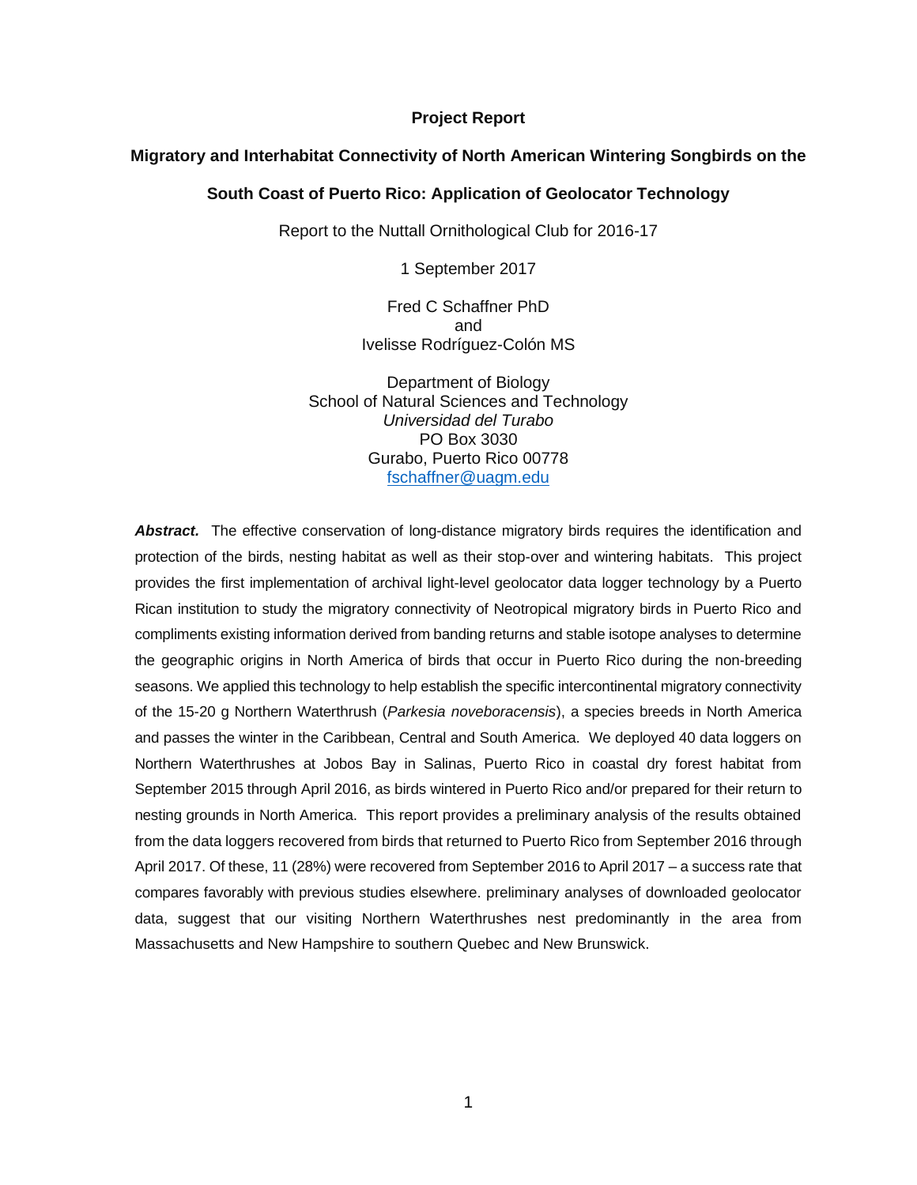**Project Report**

**Migratory and Interhabitat Connectivity of North American Wintering Songbirds on the South Coast of Puerto Rico: Application of Geolocator Technology**

Report to the Nuttall Ornithological Club for 2016-17

1 September 2017

Fred C Schaffner PhD
and
Ivelisse Rodríguez-Colón MS

Department of Biology
School of Natural Sciences and Technology
*Universidad del Turabo*
PO Box 3030
Gurabo, Puerto Rico 00778
fschaffner@uagm.edu

***Abstract.*** The effective conservation of long-distance migratory birds requires the identification and protection of the birds, nesting habitat as well as their stop-over and wintering habitats. This project provides the first implementation of archival light-level geolocator data logger technology by a Puerto Rican institution to study the migratory connectivity of Neotropical migratory birds in Puerto Rico and compliments existing information derived from banding returns and stable isotope analyses to determine the geographic origins in North America of birds that occur in Puerto Rico during the non-breeding seasons. We applied this technology to help establish the specific intercontinental migratory connectivity of the 15-20 g Northern Waterthrush (*Parkesia noveboracensis*), a species breeds in North America and passes the winter in the Caribbean, Central and South America. We deployed 40 data loggers on Northern Waterthrushes at Jobos Bay in Salinas, Puerto Rico in coastal dry forest habitat from September 2015 through April 2016, as birds wintered in Puerto Rico and/or prepared for their return to nesting grounds in North America. This report provides a preliminary analysis of the results obtained from the data loggers recovered from birds that returned to Puerto Rico from September 2016 through April 2017. Of these, 11 (28%) were recovered from September 2016 to April 2017 – a success rate that compares favorably with previous studies elsewhere. preliminary analyses of downloaded geolocator data, suggest that our visiting Northern Waterthrushes nest predominantly in the area from Massachusetts and New Hampshire to southern Quebec and New Brunswick.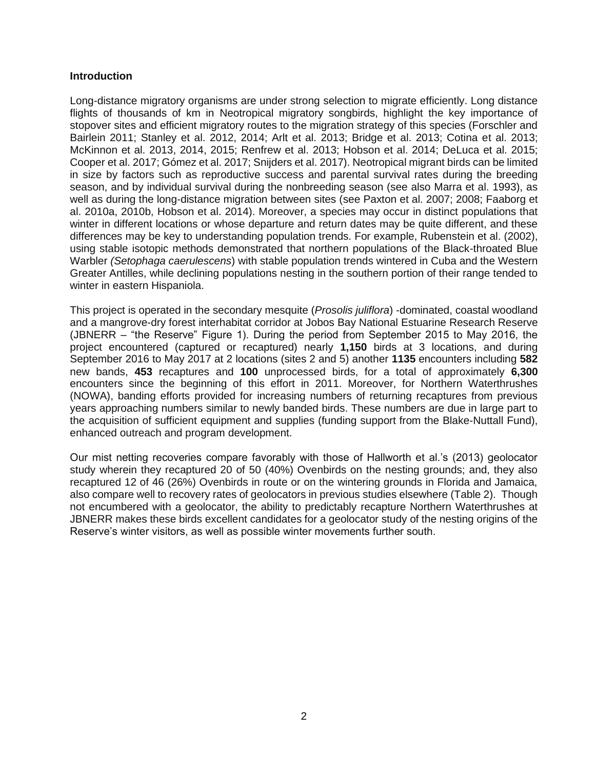**Introduction**

Long-distance migratory organisms are under strong selection to migrate efficiently. Long distance flights of thousands of km in Neotropical migratory songbirds, highlight the key importance of stopover sites and efficient migratory routes to the migration strategy of this species (Forschler and Bairlein 2011; Stanley et al. 2012, 2014; Arlt et al. 2013; Bridge et al. 2013; Cotina et al. 2013; McKinnon et al. 2013, 2014, 2015; Renfrew et al. 2013; Hobson et al. 2014; DeLuca et al. 2015; Cooper et al. 2017; Gómez et al. 2017; Snijders et al. 2017). Neotropical migrant birds can be limited in size by factors such as reproductive success and parental survival rates during the breeding season, and by individual survival during the nonbreeding season (see also Marra et al. 1993), as well as during the long-distance migration between sites (see Paxton et al. 2007; 2008; Faaborg et al. 2010a, 2010b, Hobson et al. 2014). Moreover, a species may occur in distinct populations that winter in different locations or whose departure and return dates may be quite different, and these differences may be key to understanding population trends. For example, Rubenstein et al. (2002), using stable isotopic methods demonstrated that northern populations of the Black-throated Blue Warbler *(Setophaga caerulescens*) with stable population trends wintered in Cuba and the Western Greater Antilles, while declining populations nesting in the southern portion of their range tended to winter in eastern Hispaniola.

This project is operated in the secondary mesquite (*Prosolis juliflora*) -dominated, coastal woodland and a mangrove-dry forest interhabitat corridor at Jobos Bay National Estuarine Research Reserve (JBNERR – "the Reserve" Figure 1). During the period from September 2015 to May 2016, the project encountered (captured or recaptured) nearly **1,150** birds at 3 locations, and during September 2016 to May 2017 at 2 locations (sites 2 and 5) another **1135** encounters including **582** new bands, **453** recaptures and **100** unprocessed birds, for a total of approximately **6,300** encounters since the beginning of this effort in 2011. Moreover, for Northern Waterthrushes (NOWA), banding efforts provided for increasing numbers of returning recaptures from previous years approaching numbers similar to newly banded birds. These numbers are due in large part to the acquisition of sufficient equipment and supplies (funding support from the Blake-Nuttall Fund), enhanced outreach and program development.

Our mist netting recoveries compare favorably with those of Hallworth et al.'s (2013) geolocator study wherein they recaptured 20 of 50 (40%) Ovenbirds on the nesting grounds; and, they also recaptured 12 of 46 (26%) Ovenbirds in route or on the wintering grounds in Florida and Jamaica, also compare well to recovery rates of geolocators in previous studies elsewhere (Table 2). Though not encumbered with a geolocator, the ability to predictably recapture Northern Waterthrushes at JBNERR makes these birds excellent candidates for a geolocator study of the nesting origins of the Reserve's winter visitors, as well as possible winter movements further south.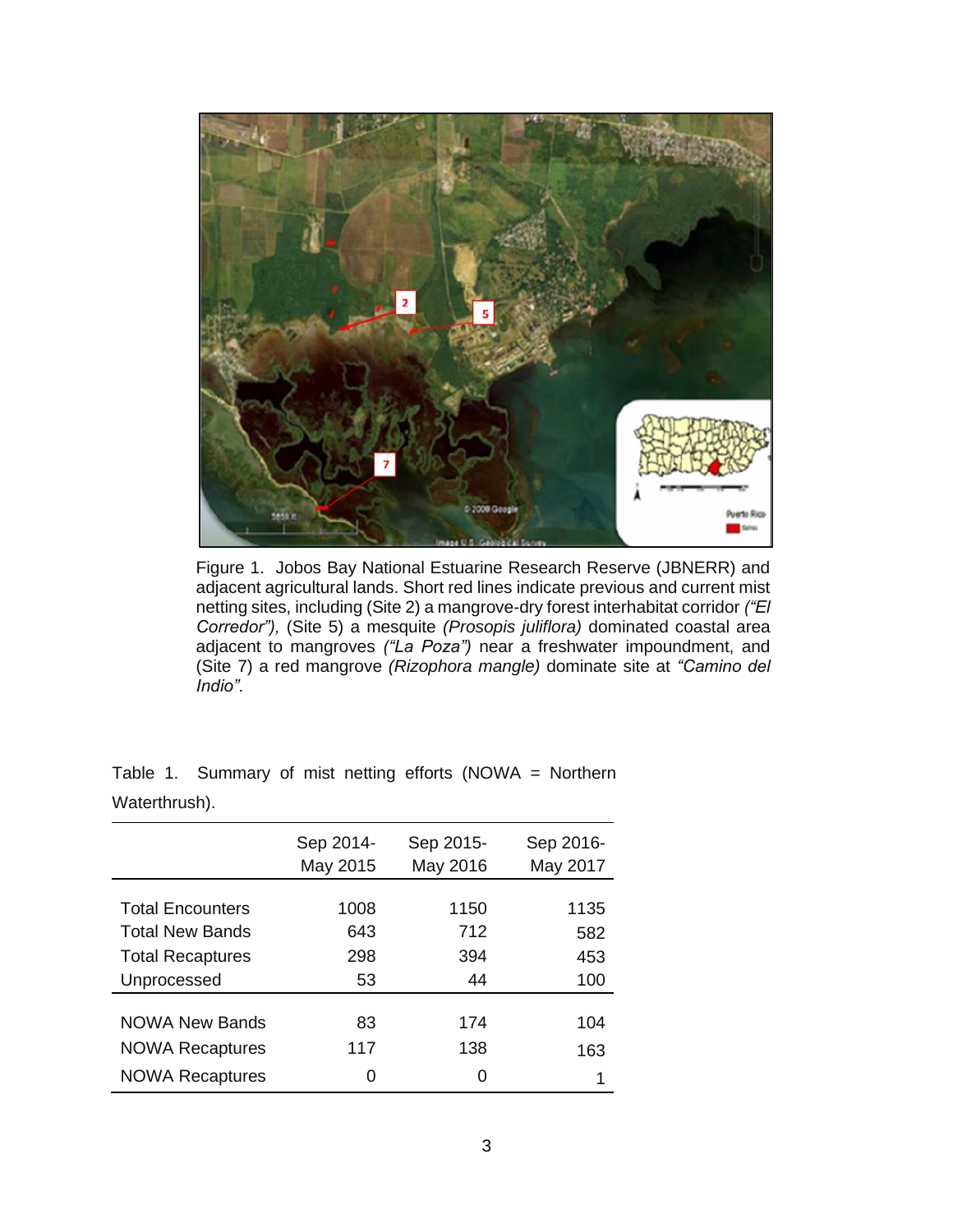Figure 1. Jobos Bay National Estuarine Research Reserve (JBNERR) and adjacent agricultural lands. Short red lines indicate previous and current mist netting sites, including (Site 2) a mangrove-dry forest interhabitat corridor *("El Corredor")*, (Site 5) a mesquite *(Prosopis juliflora)* dominated coastal area adjacent to mangroves *("La Poza")* near a freshwater impoundment, and (Site 7) a red mangrove *(Rizophora mangle)* dominate site at *"Camino del Indio"*.

Table 1. Summary of mist netting efforts (NOWA = Northern Waterthrush).

| | Sep 2014-May 2015 | Sep 2015-May 2016 | Sep 2016-May 2017 |
|---|---|---|---|
| Total Encounters | 1008 | 1150 | 1135 |
| Total New Bands | 643 | 712 | 582 |
| Total Recaptures | 298 | 394 | 453 |
| Unprocessed | 53 | 44 | 100 |
| NOWA New Bands | 83 | 174 | 104 |
| NOWA Recaptures | 117 | 138 | 163 |
| NOWA Recaptures | 0 | 0 | 1 |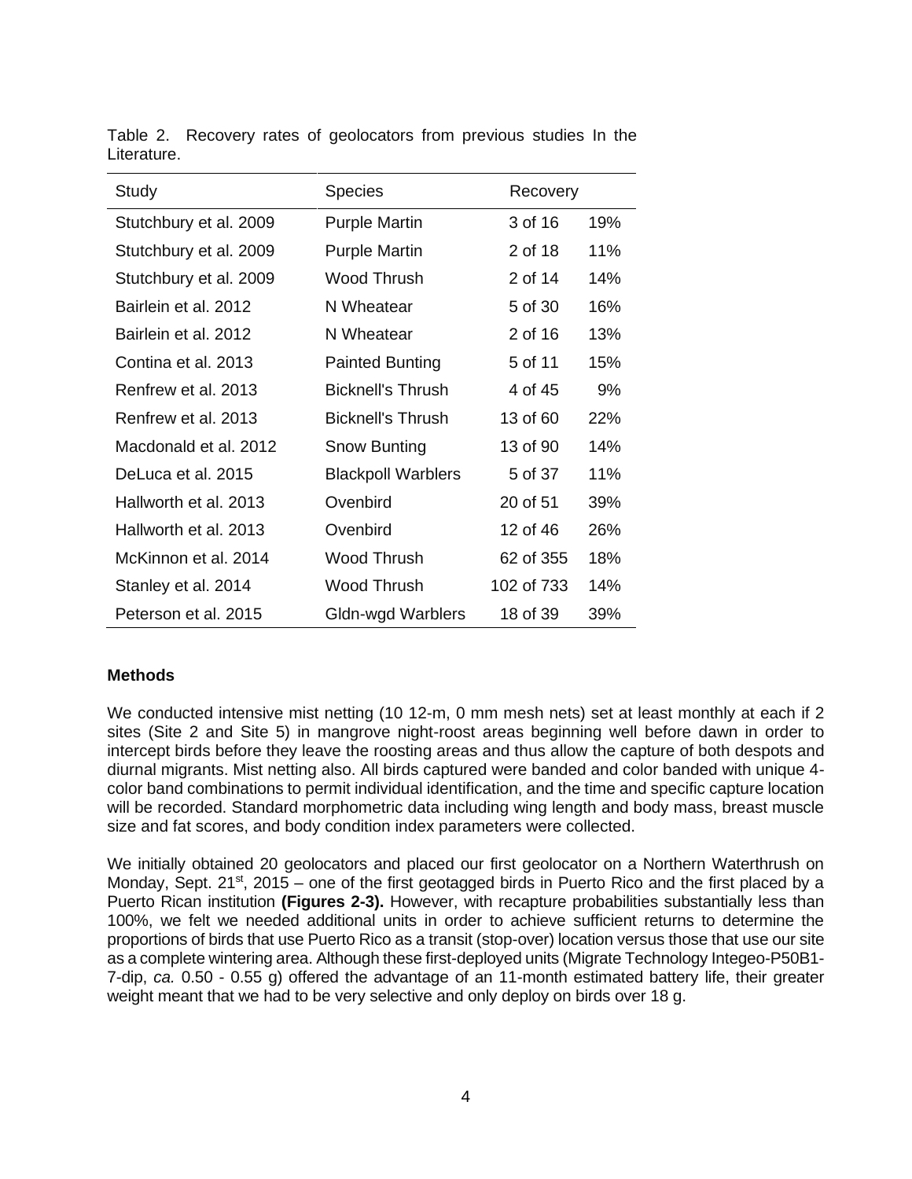Table 2. Recovery rates of geolocators from previous studies In the Literature.

| Study | Species | Recovery | |
|---|---|---|---|
| Stutchbury et al. 2009 | Purple Martin | 3 of 16 | 19% |
| Stutchbury et al. 2009 | Purple Martin | 2 of 18 | 11% |
| Stutchbury et al. 2009 | Wood Thrush | 2 of 14 | 14% |
| Bairlein et al. 2012 | N Wheatear | 5 of 30 | 16% |
| Bairlein et al. 2012 | N Wheatear | 2 of 16 | 13% |
| Contina et al. 2013 | Painted Bunting | 5 of 11 | 15% |
| Renfrew et al. 2013 | Bicknell's Thrush | 4 of 45 | 9% |
| Renfrew et al. 2013 | Bicknell's Thrush | 13 of 60 | 22% |
| Macdonald et al. 2012 | Snow Bunting | 13 of 90 | 14% |
| DeLuca et al. 2015 | Blackpoll Warblers | 5 of 37 | 11% |
| Hallworth et al. 2013 | Ovenbird | 20 of 51 | 39% |
| Hallworth et al. 2013 | Ovenbird | 12 of 46 | 26% |
| McKinnon et al. 2014 | Wood Thrush | 62 of 355 | 18% |
| Stanley et al. 2014 | Wood Thrush | 102 of 733 | 14% |
| Peterson et al. 2015 | Gldn-wgd Warblers | 18 of 39 | 39% |

**Methods**

We conducted intensive mist netting (10 12-m, 0 mm mesh nets) set at least monthly at each if 2 sites (Site 2 and Site 5) in mangrove night-roost areas beginning well before dawn in order to intercept birds before they leave the roosting areas and thus allow the capture of both despots and diurnal migrants. Mist netting also. All birds captured were banded and color banded with unique 4-color band combinations to permit individual identification, and the time and specific capture location will be recorded. Standard morphometric data including wing length and body mass, breast muscle size and fat scores, and body condition index parameters were collected.

We initially obtained 20 geolocators and placed our first geolocator on a Northern Waterthrush on Monday, Sept. 21st, 2015 – one of the first geotagged birds in Puerto Rico and the first placed by a Puerto Rican institution **(Figures 2-3).** However, with recapture probabilities substantially less than 100%, we felt we needed additional units in order to achieve sufficient returns to determine the proportions of birds that use Puerto Rico as a transit (stop-over) location versus those that use our site as a complete wintering area. Although these first-deployed units (Migrate Technology Integeo-P50B1-7-dip, *ca.* 0.50 - 0.55 g) offered the advantage of an 11-month estimated battery life, their greater weight meant that we had to be very selective and only deploy on birds over 18 g.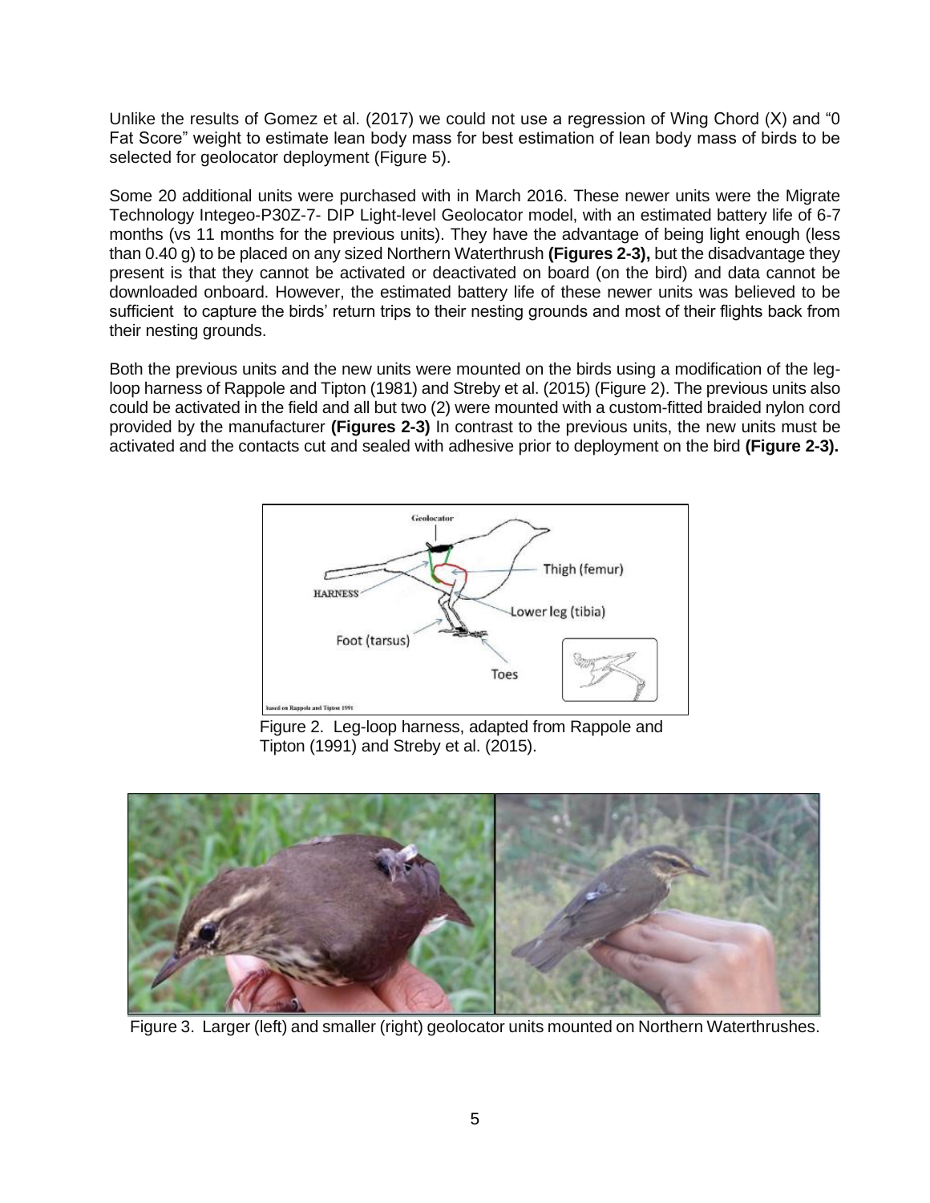Unlike the results of Gomez et al. (2017) we could not use a regression of Wing Chord (X) and "0 Fat Score" weight to estimate lean body mass for best estimation of lean body mass of birds to be selected for geolocator deployment (Figure 5).

Some 20 additional units were purchased with in March 2016. These newer units were the Migrate Technology Integeo-P30Z-7- DIP Light-level Geolocator model, with an estimated battery life of 6-7 months (vs 11 months for the previous units). They have the advantage of being light enough (less than 0.40 g) to be placed on any sized Northern Waterthrush **(Figures 2-3),** but the disadvantage they present is that they cannot be activated or deactivated on board (on the bird) and data cannot be downloaded onboard. However, the estimated battery life of these newer units was believed to be sufficient to capture the birds' return trips to their nesting grounds and most of their flights back from their nesting grounds.

Both the previous units and the new units were mounted on the birds using a modification of the leg-loop harness of Rappole and Tipton (1981) and Streby et al. (2015) (Figure 2). The previous units also could be activated in the field and all but two (2) were mounted with a custom-fitted braided nylon cord provided by the manufacturer **(Figures 2-3)** In contrast to the previous units, the new units must be activated and the contacts cut and sealed with adhesive prior to deployment on the bird **(Figure 2-3).**

Figure 2. Leg-loop harness, adapted from Rappole and Tipton (1991) and Streby et al. (2015).

Figure 3. Larger (left) and smaller (right) geolocator units mounted on Northern Waterthrushes.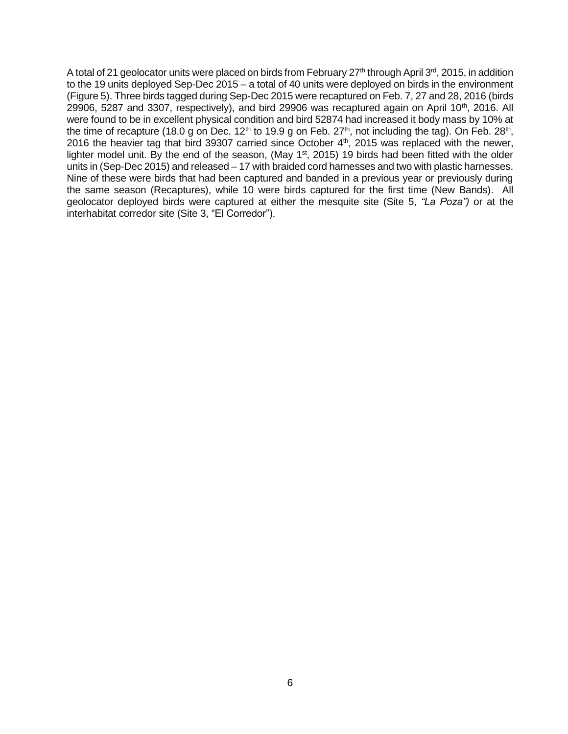A total of 21 geolocator units were placed on birds from February 27th through April 3rd, 2015, in addition to the 19 units deployed Sep-Dec 2015 – a total of 40 units were deployed on birds in the environment (Figure 5). Three birds tagged during Sep-Dec 2015 were recaptured on Feb. 7, 27 and 28, 2016 (birds 29906, 5287 and 3307, respectively), and bird 29906 was recaptured again on April 10th, 2016. All were found to be in excellent physical condition and bird 52874 had increased it body mass by 10% at the time of recapture (18.0 g on Dec. 12th to 19.9 g on Feb. 27th, not including the tag). On Feb. 28th, 2016 the heavier tag that bird 39307 carried since October 4th, 2015 was replaced with the newer, lighter model unit. By the end of the season, (May 1st, 2015) 19 birds had been fitted with the older units in (Sep-Dec 2015) and released – 17 with braided cord harnesses and two with plastic harnesses. Nine of these were birds that had been captured and banded in a previous year or previously during the same season (Recaptures), while 10 were birds captured for the first time (New Bands). All geolocator deployed birds were captured at either the mesquite site (Site 5, *"La Poza")* or at the interhabitat corredor site (Site 3, "El Corredor").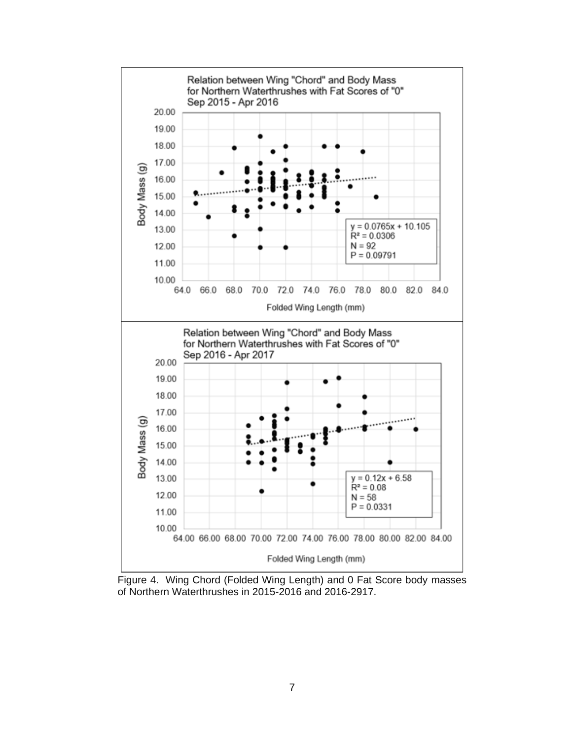Relation between Wing "Chord" and Body Mass
for Northern Waterthrushes with Fat Scores of "0"
Sep 2015 - Apr 2016

$y = 0.0765x + 10.105$
$R^2 = 0.0306$
$N = 92$
$P = 0.09791$

Body Mass (g)

Folded Wing Length (mm)

Relation between Wing "Chord" and Body Mass
for Northern Waterthrushes with Fat Scores of "0"
Sep 2016 - Apr 2017

$y = 0.12x + 6.58$
$R^2 = 0.08$
$N = 58$
$P = 0.0331$

Body Mass (g)

Folded Wing Length (mm)

Figure 4. Wing Chord (Folded Wing Length) and 0 Fat Score body masses of Northern Waterthrushes in 2015-2016 and 2016-2917.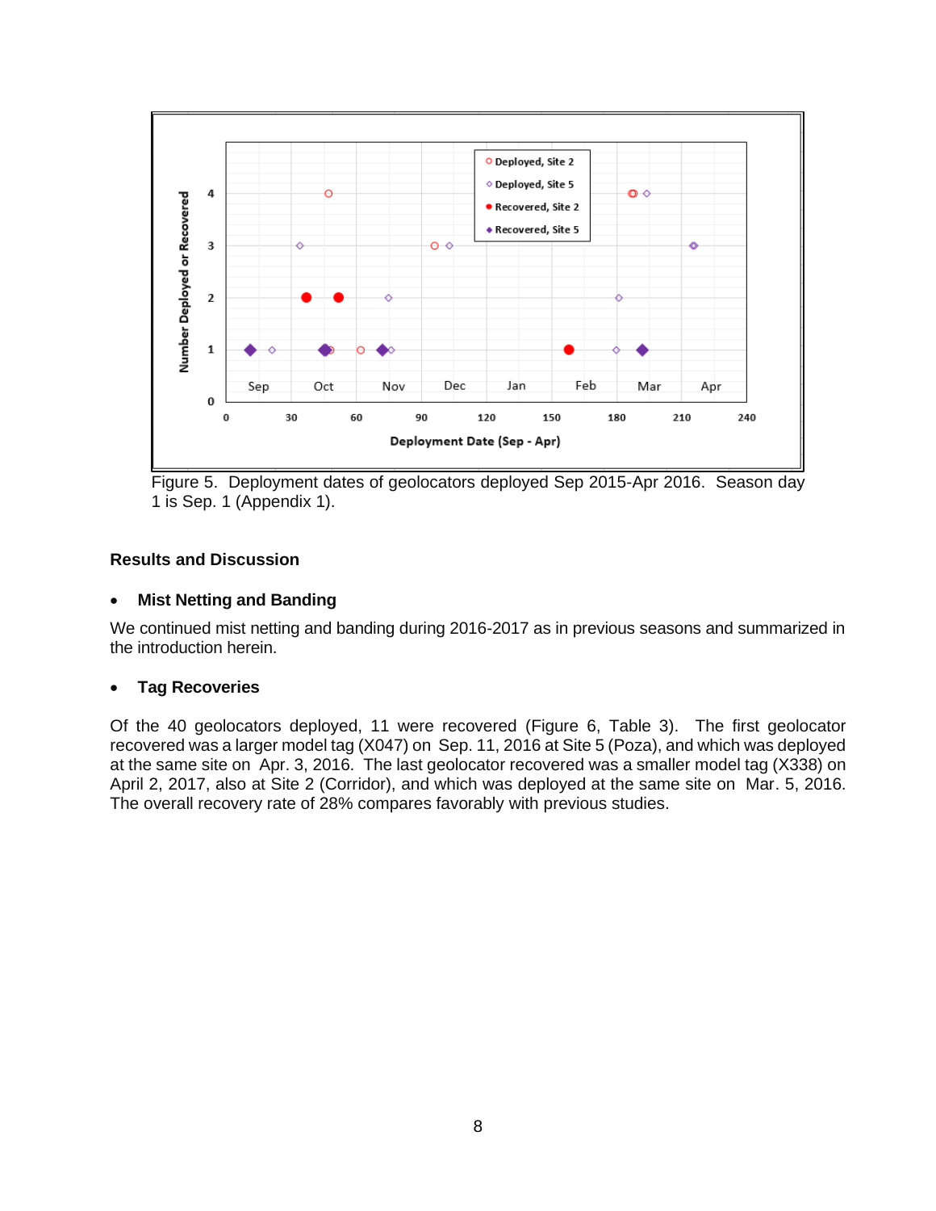Figure 5. Deployment dates of geolocators deployed Sep 2015-Apr 2016. Season day 1 is Sep. 1 (Appendix 1).

## Results and Discussion

- **Mist Netting and Banding**

We continued mist netting and banding during 2016-2017 as in previous seasons and summarized in the introduction herein.

- **Tag Recoveries**

Of the 40 geolocators deployed, 11 were recovered (Figure 6, Table 3). The first geolocator recovered was a larger model tag (X047) on Sep. 11, 2016 at Site 5 (Poza), and which was deployed at the same site on Apr. 3, 2016. The last geolocator recovered was a smaller model tag (X338) on April 2, 2017, also at Site 2 (Corridor), and which was deployed at the same site on Mar. 5, 2016. The overall recovery rate of 28% compares favorably with previous studies.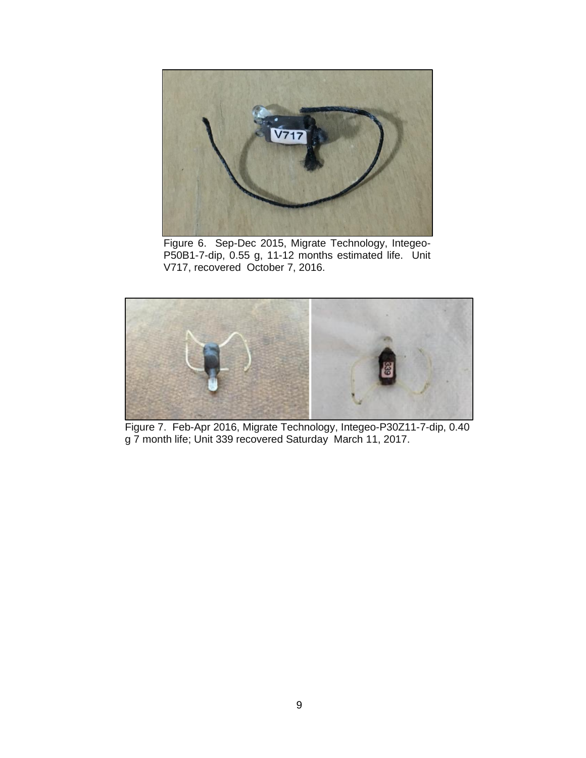Figure 6. Sep-Dec 2015, Migrate Technology, Integeo-P50B1-7-dip, 0.55 g, 11-12 months estimated life. Unit V717, recovered October 7, 2016.

Figure 7. Feb-Apr 2016, Migrate Technology, Integeo-P30Z11-7-dip, 0.40 g 7 month life; Unit 339 recovered Saturday March 11, 2017.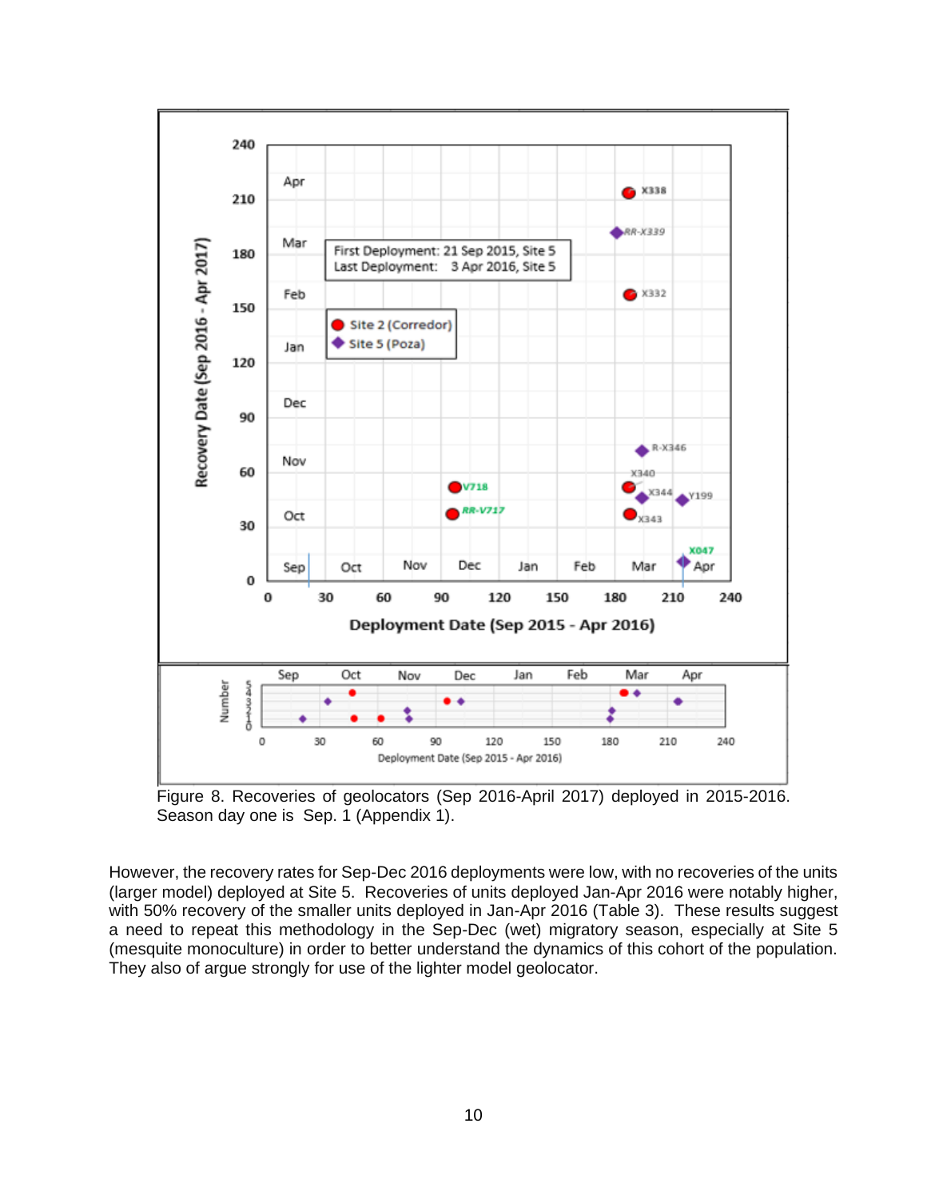Figure 8. Recoveries of geolocators (Sep 2016-April 2017) deployed in 2015-2016. Season day one is Sep. 1 (Appendix 1).

However, the recovery rates for Sep-Dec 2016 deployments were low, with no recoveries of the units (larger model) deployed at Site 5. Recoveries of units deployed Jan-Apr 2016 were notably higher, with 50% recovery of the smaller units deployed in Jan-Apr 2016 (Table 3). These results suggest a need to repeat this methodology in the Sep-Dec (wet) migratory season, especially at Site 5 (mesquite monoculture) in order to better understand the dynamics of this cohort of the population. They also of argue strongly for use of the lighter model geolocator.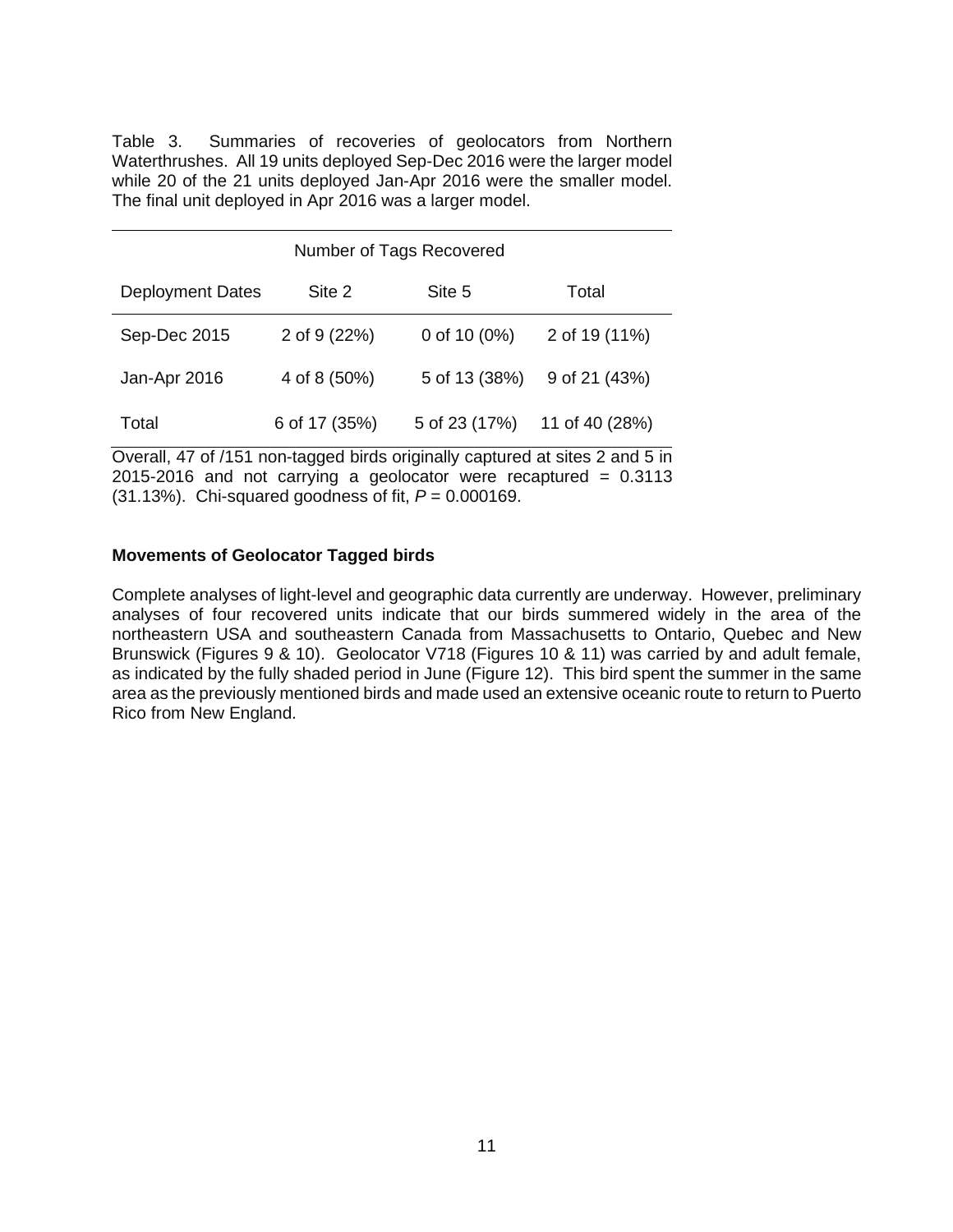Table 3. Summaries of recoveries of geolocators from Northern Waterthrushes. All 19 units deployed Sep-Dec 2016 were the larger model while 20 of the 21 units deployed Jan-Apr 2016 were the smaller model. The final unit deployed in Apr 2016 was a larger model.

| | Number of Tags Recovered | | |
|---|---|---|---|
| Deployment Dates | Site 2 | Site 5 | Total |
| Sep-Dec 2015 | 2 of 9 (22%) | 0 of 10 (0%) | 2 of 19 (11%) |
| Jan-Apr 2016 | 4 of 8 (50%) | 5 of 13 (38%) | 9 of 21 (43%) |
| Total | 6 of 17 (35%) | 5 of 23 (17%) | 11 of 40 (28%) |

Overall, 47 of /151 non-tagged birds originally captured at sites 2 and 5 in 2015-2016 and not carrying a geolocator were recaptured = 0.3113 (31.13%). Chi-squared goodness of fit, $P = 0.000169$.

**Movements of Geolocator Tagged birds**

Complete analyses of light-level and geographic data currently are underway. However, preliminary analyses of four recovered units indicate that our birds summered widely in the area of the northeastern USA and southeastern Canada from Massachusetts to Ontario, Quebec and New Brunswick (Figures 9 & 10). Geolocator V718 (Figures 10 & 11) was carried by and adult female, as indicated by the fully shaded period in June (Figure 12). This bird spent the summer in the same area as the previously mentioned birds and made used an extensive oceanic route to return to Puerto Rico from New England.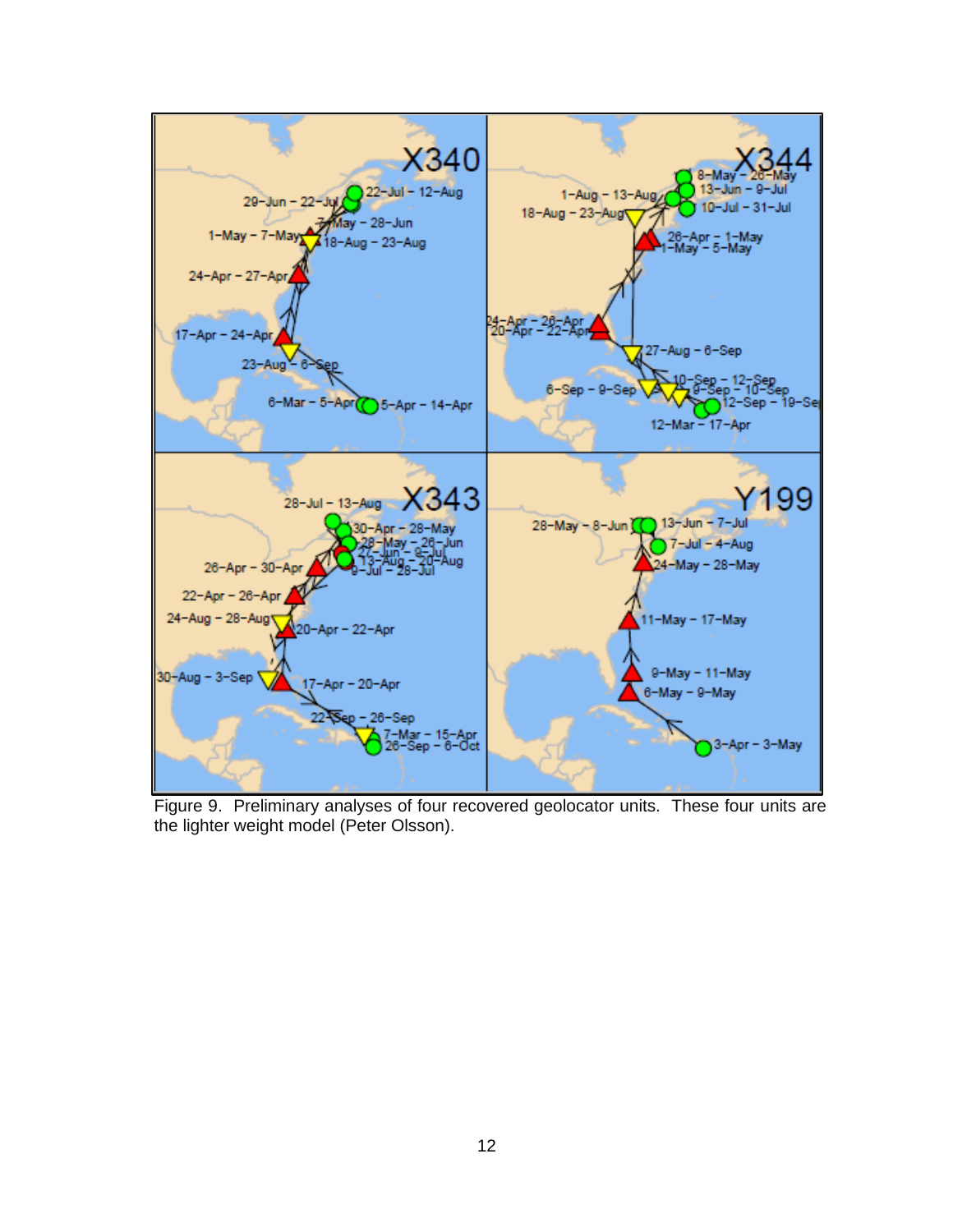Figure 9. Preliminary analyses of four recovered geolocator units. These four units are the lighter weight model (Peter Olsson).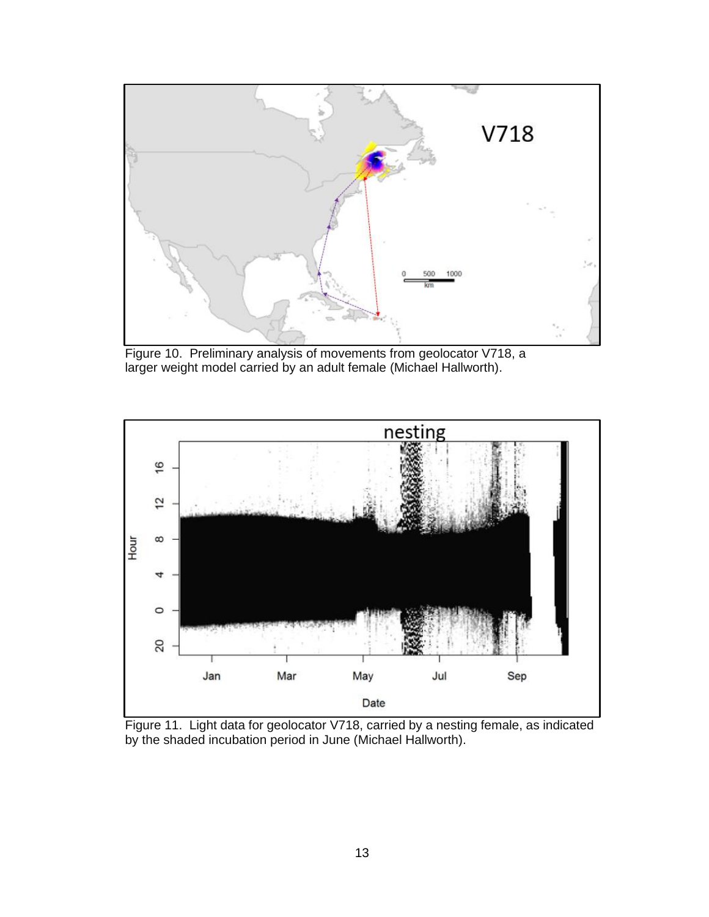Figure 10. Preliminary analysis of movements from geolocator V718, a larger weight model carried by an adult female (Michael Hallworth).

Figure 11. Light data for geolocator V718, carried by a nesting female, as indicated by the shaded incubation period in June (Michael Hallworth).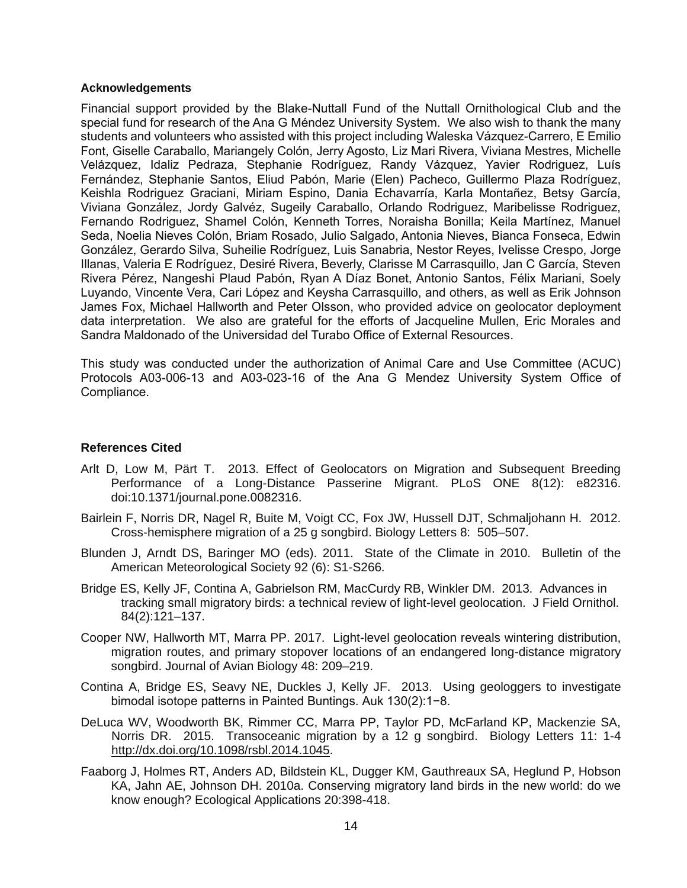### Acknowledgements

Financial support provided by the Blake-Nuttall Fund of the Nuttall Ornithological Club and the special fund for research of the Ana G Méndez University System. We also wish to thank the many students and volunteers who assisted with this project including Waleska Vázquez-Carrero, E Emilio Font, Giselle Caraballo, Mariangely Colón, Jerry Agosto, Liz Mari Rivera, Viviana Mestres, Michelle Velázquez, Idaliz Pedraza, Stephanie Rodríguez, Randy Vázquez, Yavier Rodriguez, Luís Fernández, Stephanie Santos, Eliud Pabón, Marie (Elen) Pacheco, Guillermo Plaza Rodríguez, Keishla Rodriguez Graciani, Miriam Espino, Dania Echavarría, Karla Montañez, Betsy García, Viviana González, Jordy Galvéz, Sugeily Caraballo, Orlando Rodriguez, Maribelisse Rodriguez, Fernando Rodriguez, Shamel Colón, Kenneth Torres, Noraisha Bonilla; Keila Martínez, Manuel Seda, Noelia Nieves Colón, Briam Rosado, Julio Salgado, Antonia Nieves, Bianca Fonseca, Edwin González, Gerardo Silva, Suheilie Rodríguez, Luis Sanabria, Nestor Reyes, Ivelisse Crespo, Jorge Illanas, Valeria E Rodríguez, Desiré Rivera, Beverly, Clarisse M Carrasquillo, Jan C García, Steven Rivera Pérez, Nangeshi Plaud Pabón, Ryan A Díaz Bonet, Antonio Santos, Félix Mariani, Soely Luyando, Vincente Vera, Cari López and Keysha Carrasquillo, and others, as well as Erik Johnson James Fox, Michael Hallworth and Peter Olsson, who provided advice on geolocator deployment data interpretation. We also are grateful for the efforts of Jacqueline Mullen, Eric Morales and Sandra Maldonado of the Universidad del Turabo Office of External Resources.

This study was conducted under the authorization of Animal Care and Use Committee (ACUC) Protocols A03-006-13 and A03-023-16 of the Ana G Mendez University System Office of Compliance.

### References Cited

Arlt D, Low M, Pärt T. 2013. Effect of Geolocators on Migration and Subsequent Breeding Performance of a Long-Distance Passerine Migrant. PLoS ONE 8(12): e82316. doi:10.1371/journal.pone.0082316.

Bairlein F, Norris DR, Nagel R, Buite M, Voigt CC, Fox JW, Hussell DJT, Schmaljohann H. 2012. Cross-hemisphere migration of a 25 g songbird. Biology Letters 8: 505–507.

Blunden J, Arndt DS, Baringer MO (eds). 2011. State of the Climate in 2010. Bulletin of the American Meteorological Society 92 (6): S1-S266.

Bridge ES, Kelly JF, Contina A, Gabrielson RM, MacCurdy RB, Winkler DM. 2013. Advances in tracking small migratory birds: a technical review of light-level geolocation. J Field Ornithol. 84(2):121–137.

Cooper NW, Hallworth MT, Marra PP. 2017. Light-level geolocation reveals wintering distribution, migration routes, and primary stopover locations of an endangered long-distance migratory songbird. Journal of Avian Biology 48: 209–219.

Contina A, Bridge ES, Seavy NE, Duckles J, Kelly JF. 2013. Using geologgers to investigate bimodal isotope patterns in Painted Buntings. Auk 130(2):1−8.

DeLuca WV, Woodworth BK, Rimmer CC, Marra PP, Taylor PD, McFarland KP, Mackenzie SA, Norris DR. 2015. Transoceanic migration by a 12 g songbird. Biology Letters 11: 1-4 http://dx.doi.org/10.1098/rsbl.2014.1045.

Faaborg J, Holmes RT, Anders AD, Bildstein KL, Dugger KM, Gauthreaux SA, Heglund P, Hobson KA, Jahn AE, Johnson DH. 2010a. Conserving migratory land birds in the new world: do we know enough? Ecological Applications 20:398-418.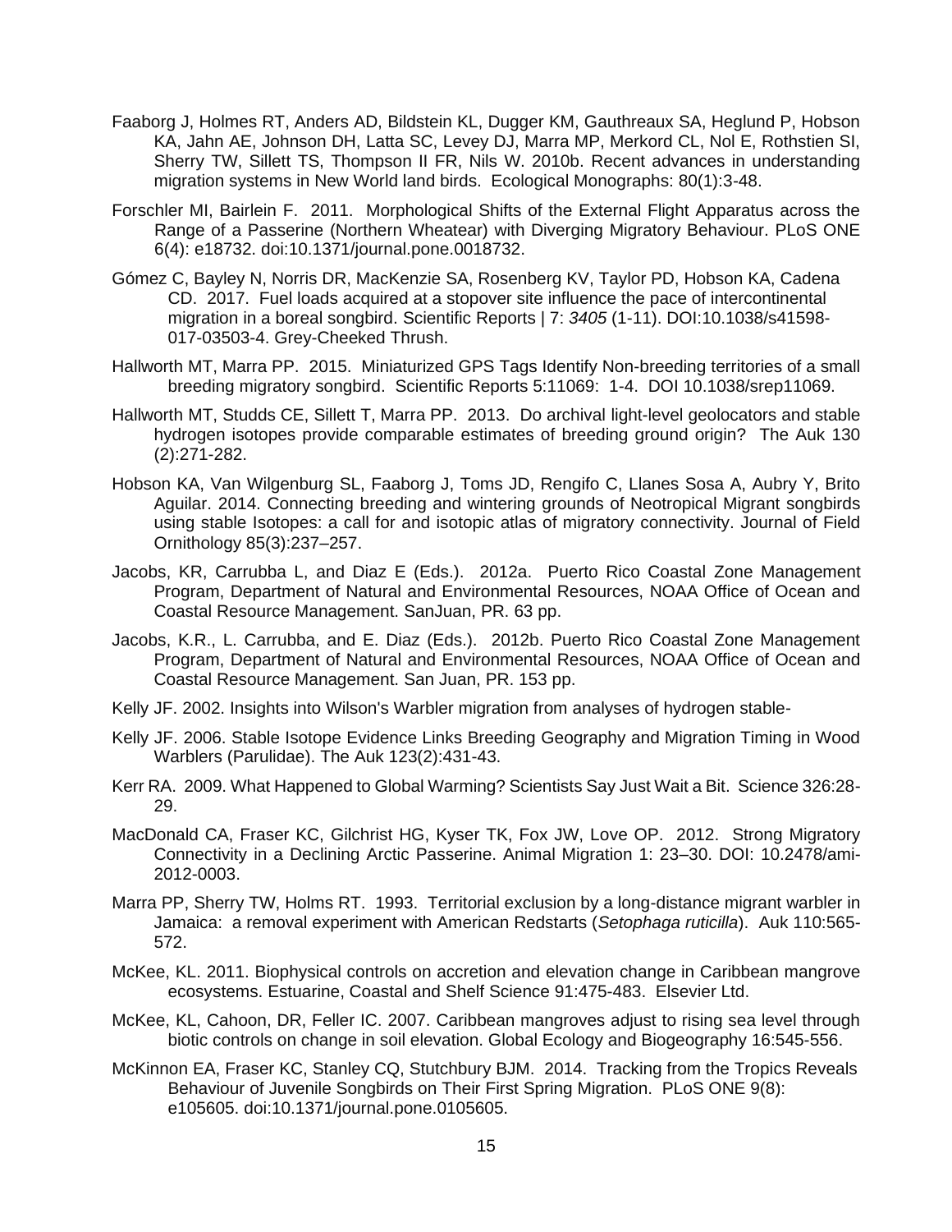Faaborg J, Holmes RT, Anders AD, Bildstein KL, Dugger KM, Gauthreaux SA, Heglund P, Hobson KA, Jahn AE, Johnson DH, Latta SC, Levey DJ, Marra MP, Merkord CL, Nol E, Rothstien SI, Sherry TW, Sillett TS, Thompson II FR, Nils W. 2010b. Recent advances in understanding migration systems in New World land birds. Ecological Monographs: 80(1):3-48.

Forschler MI, Bairlein F. 2011. Morphological Shifts of the External Flight Apparatus across the Range of a Passerine (Northern Wheatear) with Diverging Migratory Behaviour. PLoS ONE 6(4): e18732. doi:10.1371/journal.pone.0018732.

Gómez C, Bayley N, Norris DR, MacKenzie SA, Rosenberg KV, Taylor PD, Hobson KA, Cadena CD. 2017. Fuel loads acquired at a stopover site influence the pace of intercontinental migration in a boreal songbird. Scientific Reports | 7: *3405* (1-11). DOI:10.1038/s41598-017-03503-4. Grey-Cheeked Thrush.

Hallworth MT, Marra PP. 2015. Miniaturized GPS Tags Identify Non-breeding territories of a small breeding migratory songbird. Scientific Reports 5:11069: 1-4. DOI 10.1038/srep11069.

Hallworth MT, Studds CE, Sillett T, Marra PP. 2013. Do archival light-level geolocators and stable hydrogen isotopes provide comparable estimates of breeding ground origin? The Auk 130 (2):271-282.

Hobson KA, Van Wilgenburg SL, Faaborg J, Toms JD, Rengifo C, Llanes Sosa A, Aubry Y, Brito Aguilar. 2014. Connecting breeding and wintering grounds of Neotropical Migrant songbirds using stable Isotopes: a call for and isotopic atlas of migratory connectivity. Journal of Field Ornithology 85(3):237–257.

Jacobs, KR, Carrubba L, and Diaz E (Eds.). 2012a. Puerto Rico Coastal Zone Management Program, Department of Natural and Environmental Resources, NOAA Office of Ocean and Coastal Resource Management. SanJuan, PR. 63 pp.

Jacobs, K.R., L. Carrubba, and E. Diaz (Eds.). 2012b. Puerto Rico Coastal Zone Management Program, Department of Natural and Environmental Resources, NOAA Office of Ocean and Coastal Resource Management. San Juan, PR. 153 pp.

Kelly JF. 2002. Insights into Wilson's Warbler migration from analyses of hydrogen stable-

Kelly JF. 2006. Stable Isotope Evidence Links Breeding Geography and Migration Timing in Wood Warblers (Parulidae). The Auk 123(2):431-43.

Kerr RA. 2009. What Happened to Global Warming? Scientists Say Just Wait a Bit. Science 326:28-29.

MacDonald CA, Fraser KC, Gilchrist HG, Kyser TK, Fox JW, Love OP. 2012. Strong Migratory Connectivity in a Declining Arctic Passerine. Animal Migration 1: 23–30. DOI: 10.2478/ami-2012-0003.

Marra PP, Sherry TW, Holms RT. 1993. Territorial exclusion by a long-distance migrant warbler in Jamaica: a removal experiment with American Redstarts (*Setophaga ruticilla*). Auk 110:565-572.

McKee, KL. 2011. Biophysical controls on accretion and elevation change in Caribbean mangrove ecosystems. Estuarine, Coastal and Shelf Science 91:475-483. Elsevier Ltd.

McKee, KL, Cahoon, DR, Feller IC. 2007. Caribbean mangroves adjust to rising sea level through biotic controls on change in soil elevation. Global Ecology and Biogeography 16:545-556.

McKinnon EA, Fraser KC, Stanley CQ, Stutchbury BJM. 2014. Tracking from the Tropics Reveals Behaviour of Juvenile Songbirds on Their First Spring Migration. PLoS ONE 9(8): e105605. doi:10.1371/journal.pone.0105605.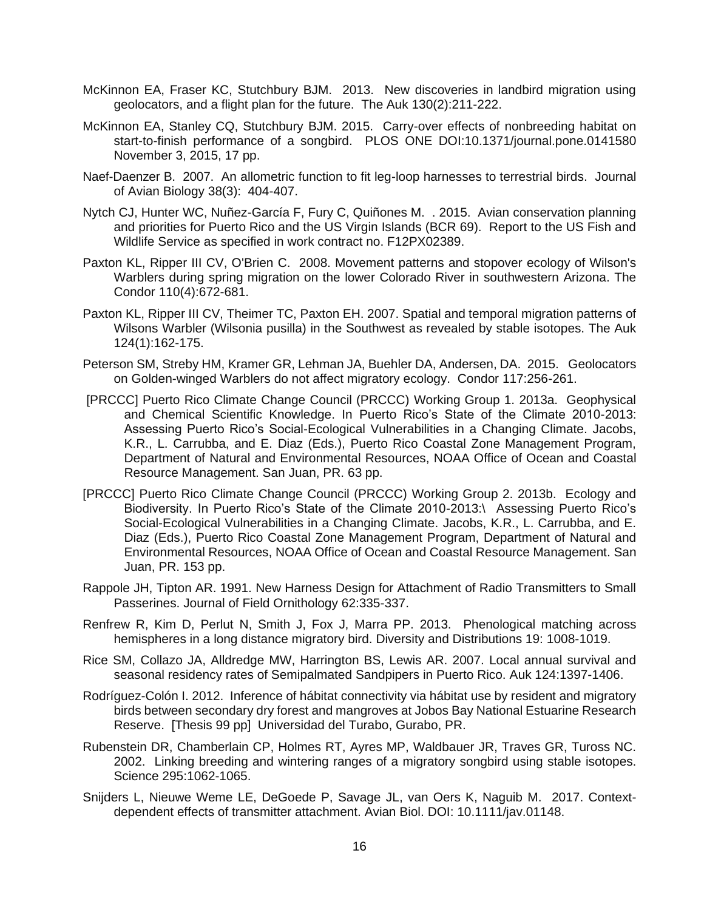McKinnon EA, Fraser KC, Stutchbury BJM. 2013. New discoveries in landbird migration using geolocators, and a flight plan for the future. The Auk 130(2):211-222.

McKinnon EA, Stanley CQ, Stutchbury BJM. 2015. Carry-over effects of nonbreeding habitat on start-to-finish performance of a songbird. PLOS ONE DOI:10.1371/journal.pone.0141580 November 3, 2015, 17 pp.

Naef-Daenzer B. 2007. An allometric function to fit leg-loop harnesses to terrestrial birds. Journal of Avian Biology 38(3): 404-407.

Nytch CJ, Hunter WC, Nuñez-García F, Fury C, Quiñones M. . 2015. Avian conservation planning and priorities for Puerto Rico and the US Virgin Islands (BCR 69). Report to the US Fish and Wildlife Service as specified in work contract no. F12PX02389.

Paxton KL, Ripper III CV, O'Brien C. 2008. Movement patterns and stopover ecology of Wilson's Warblers during spring migration on the lower Colorado River in southwestern Arizona. The Condor 110(4):672-681.

Paxton KL, Ripper III CV, Theimer TC, Paxton EH. 2007. Spatial and temporal migration patterns of Wilsons Warbler (Wilsonia pusilla) in the Southwest as revealed by stable isotopes. The Auk 124(1):162-175.

Peterson SM, Streby HM, Kramer GR, Lehman JA, Buehler DA, Andersen, DA. 2015. Geolocators on Golden-winged Warblers do not affect migratory ecology. Condor 117:256-261.

[PRCCC] Puerto Rico Climate Change Council (PRCCC) Working Group 1. 2013a. Geophysical and Chemical Scientific Knowledge. In Puerto Rico's State of the Climate 2010-2013: Assessing Puerto Rico's Social-Ecological Vulnerabilities in a Changing Climate. Jacobs, K.R., L. Carrubba, and E. Diaz (Eds.), Puerto Rico Coastal Zone Management Program, Department of Natural and Environmental Resources, NOAA Office of Ocean and Coastal Resource Management. San Juan, PR. 63 pp.

[PRCCC] Puerto Rico Climate Change Council (PRCCC) Working Group 2. 2013b. Ecology and Biodiversity. In Puerto Rico's State of the Climate 2010-2013:\ Assessing Puerto Rico's Social-Ecological Vulnerabilities in a Changing Climate. Jacobs, K.R., L. Carrubba, and E. Diaz (Eds.), Puerto Rico Coastal Zone Management Program, Department of Natural and Environmental Resources, NOAA Office of Ocean and Coastal Resource Management. San Juan, PR. 153 pp.

Rappole JH, Tipton AR. 1991. New Harness Design for Attachment of Radio Transmitters to Small Passerines. Journal of Field Ornithology 62:335-337.

Renfrew R, Kim D, Perlut N, Smith J, Fox J, Marra PP. 2013. Phenological matching across hemispheres in a long distance migratory bird. Diversity and Distributions 19: 1008-1019.

Rice SM, Collazo JA, Alldredge MW, Harrington BS, Lewis AR. 2007. Local annual survival and seasonal residency rates of Semipalmated Sandpipers in Puerto Rico. Auk 124:1397-1406.

Rodríguez-Colón I. 2012. Inference of hábitat connectivity via hábitat use by resident and migratory birds between secondary dry forest and mangroves at Jobos Bay National Estuarine Research Reserve. [Thesis 99 pp] Universidad del Turabo, Gurabo, PR.

Rubenstein DR, Chamberlain CP, Holmes RT, Ayres MP, Waldbauer JR, Traves GR, Tuross NC. 2002. Linking breeding and wintering ranges of a migratory songbird using stable isotopes. Science 295:1062-1065.

Snijders L, Nieuwe Weme LE, DeGoede P, Savage JL, van Oers K, Naguib M. 2017. Context-dependent effects of transmitter attachment. Avian Biol. DOI: 10.1111/jav.01148.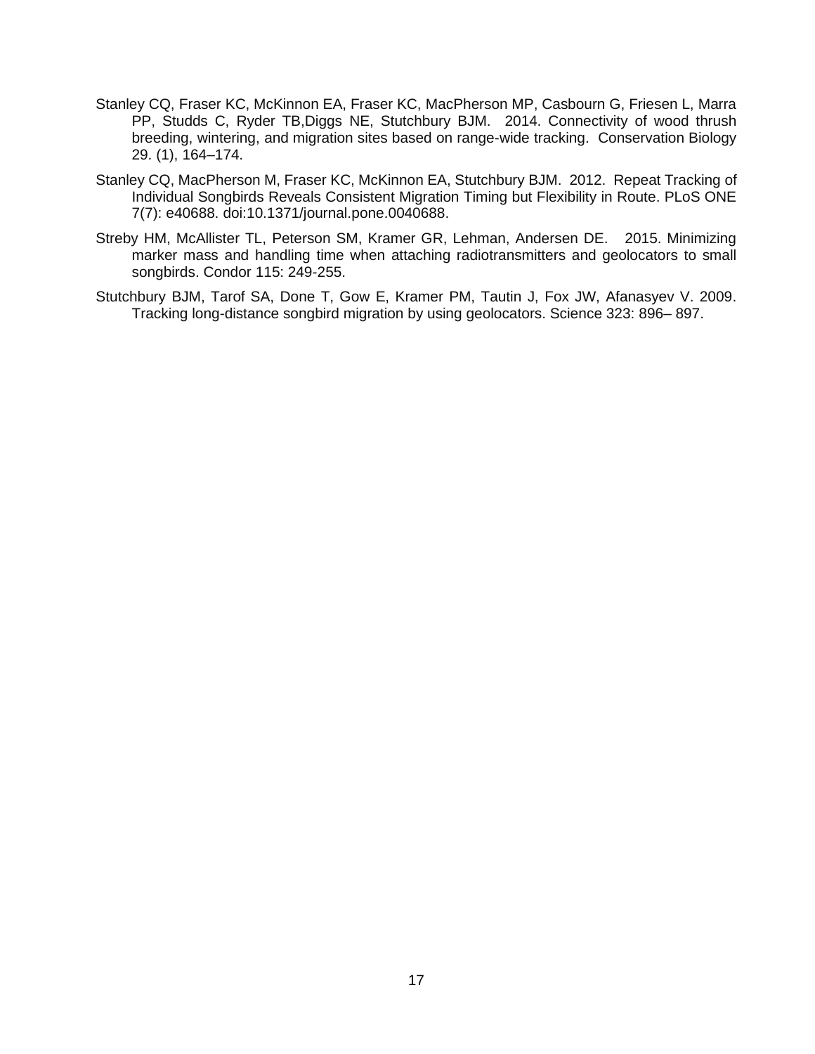Stanley CQ, Fraser KC, McKinnon EA, Fraser KC, MacPherson MP, Casbourn G, Friesen L, Marra PP, Studds C, Ryder TB,Diggs NE, Stutchbury BJM. 2014. Connectivity of wood thrush breeding, wintering, and migration sites based on range-wide tracking. Conservation Biology 29. (1), 164–174.

Stanley CQ, MacPherson M, Fraser KC, McKinnon EA, Stutchbury BJM. 2012. Repeat Tracking of Individual Songbirds Reveals Consistent Migration Timing but Flexibility in Route. PLoS ONE 7(7): e40688. doi:10.1371/journal.pone.0040688.

Streby HM, McAllister TL, Peterson SM, Kramer GR, Lehman, Andersen DE. 2015. Minimizing marker mass and handling time when attaching radiotransmitters and geolocators to small songbirds. Condor 115: 249-255.

Stutchbury BJM, Tarof SA, Done T, Gow E, Kramer PM, Tautin J, Fox JW, Afanasyev V. 2009. Tracking long-distance songbird migration by using geolocators. Science 323: 896– 897.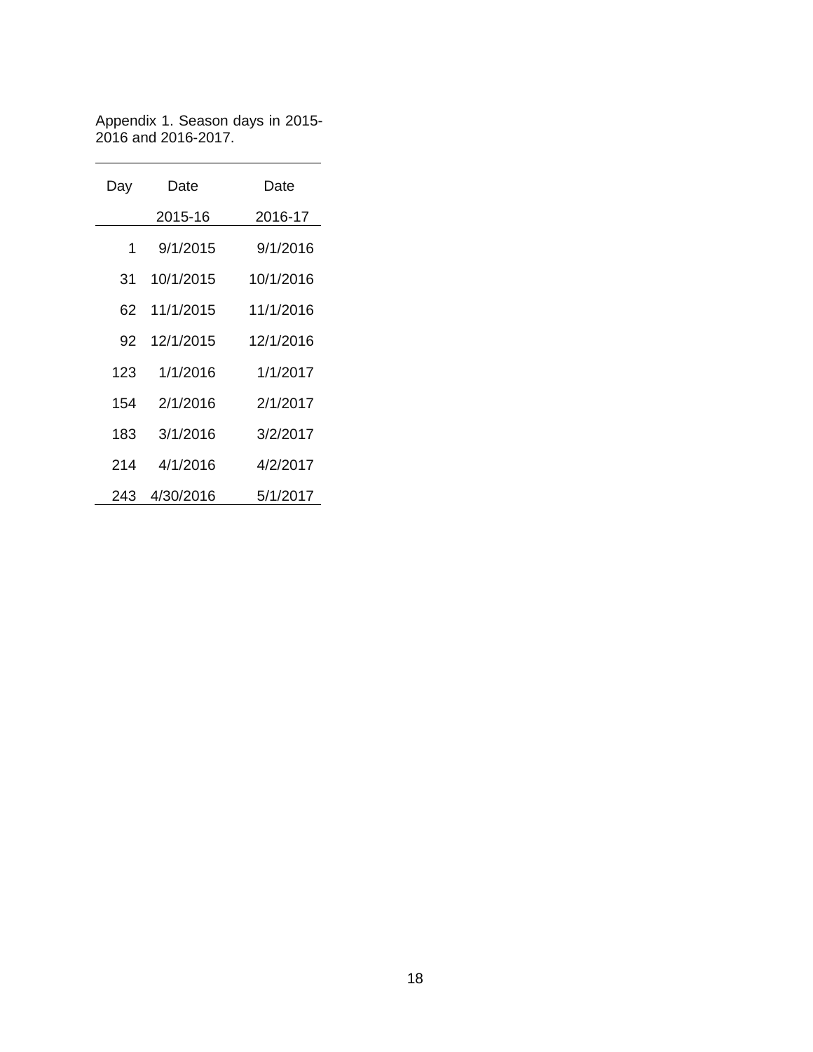Appendix 1. Season days in 2015-2016 and 2016-2017.

| Day | Date 2015-16 | Date 2016-17 |
|---|---|---|
| 1 | 9/1/2015 | 9/1/2016 |
| 31 | 10/1/2015 | 10/1/2016 |
| 62 | 11/1/2015 | 11/1/2016 |
| 92 | 12/1/2015 | 12/1/2016 |
| 123 | 1/1/2016 | 1/1/2017 |
| 154 | 2/1/2016 | 2/1/2017 |
| 183 | 3/1/2016 | 3/2/2017 |
| 214 | 4/1/2016 | 4/2/2017 |
| 243 | 4/30/2016 | 5/1/2017 |